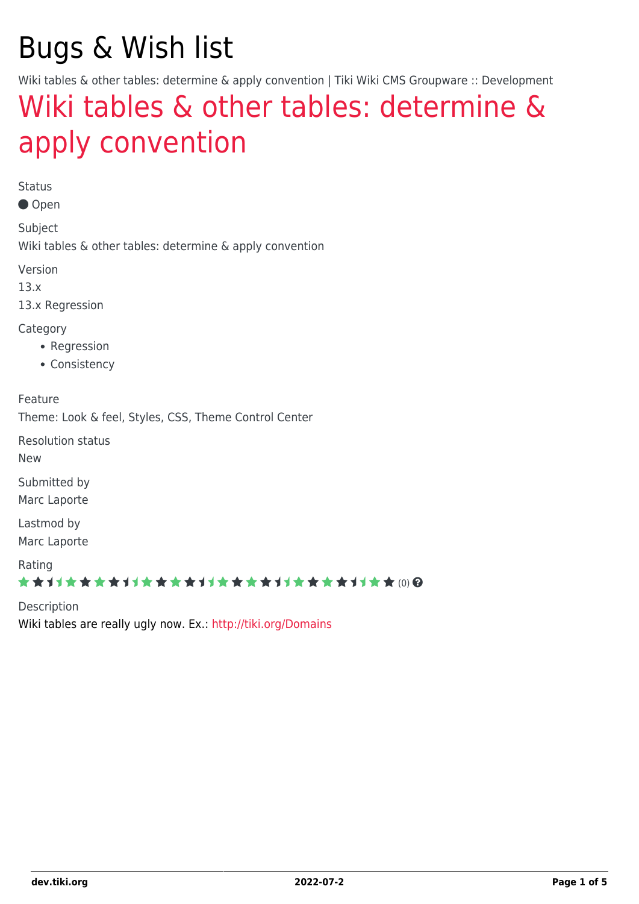# Bugs & Wish list

Wiki tables & other tables: determine & apply convention | Tiki Wiki CMS Groupware :: Development

## Wiki tables & other tables: determine & apply convention

Status

● Open

Subject

Wiki tables & other tables: determine & apply convention

Version

13.x

13.x Regression

Category

- Regression
- Consistency

Feature

Theme: Look & feel, Styles, CSS, Theme Control Center

Resolution status

New

Submitted by

Marc Laporte

Lastmod by

Marc Laporte

Rating

★★★★★★★★★★★★★★★★★★★★★★★★★ (0)

Description

Wiki tables are really ugly now. Ex.: http://tiki.org/Domains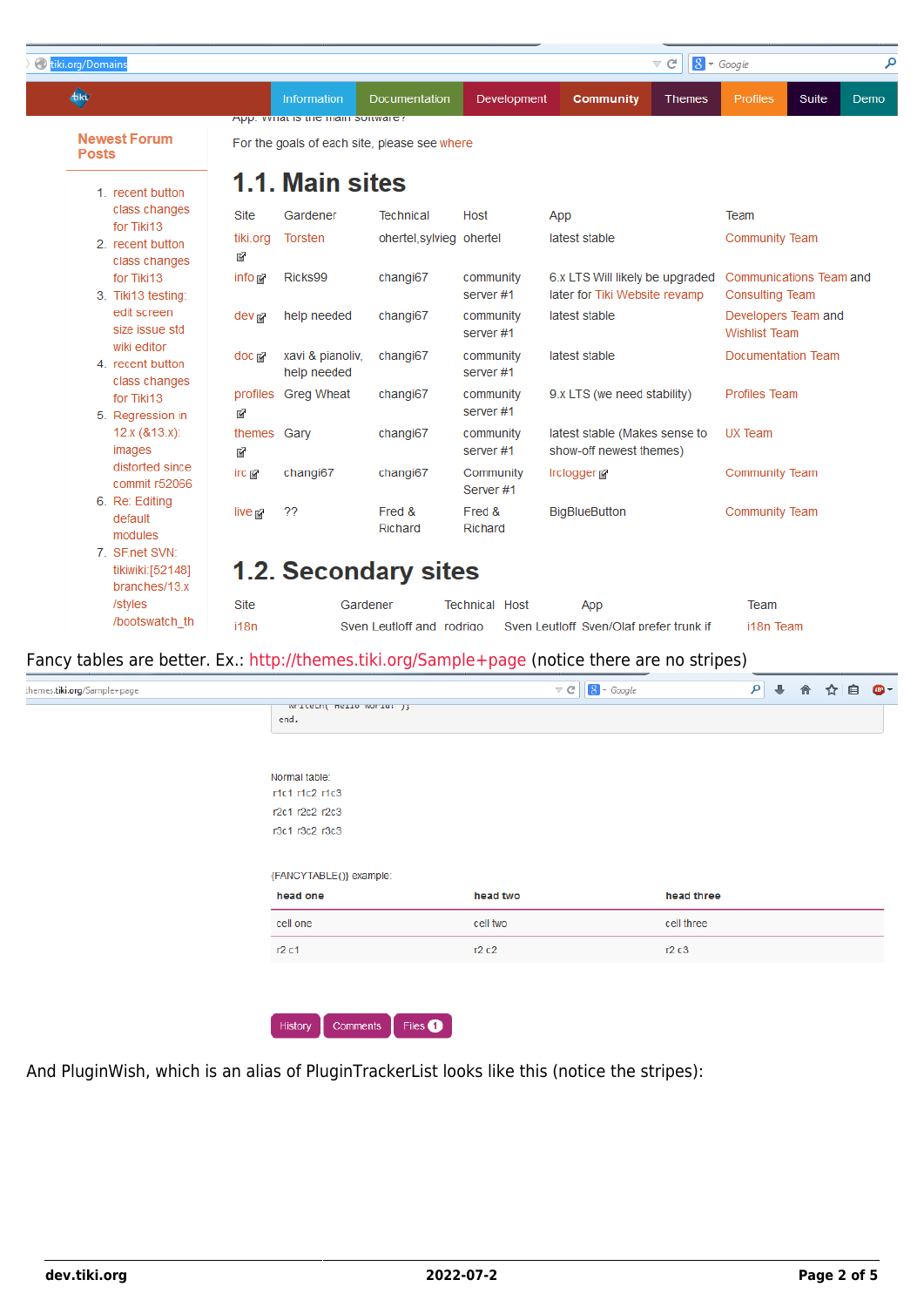tiki.org/Domains

Information | Documentation | Development | Community | Themes | Profiles | Suite | Demo

**Newest Forum Posts**

1. recent button class changes for Tiki13
2. recent button class changes for Tiki13
3. Tiki13 testing: edit screen size issue std wiki editor
4. recent button class changes for Tiki13
5. Regression in 12.x (&13.x): images distorted since commit r52066
6. Re: Editing default modules
7. SF.net SVN: tikiwiki:[52148] branches/13.x /styles /bootswatch_th

App: What is the main software?

For the goals of each site, please see where

# 1.1. Main sites

| Site | Gardener | Technical | Host | App | Team |
|---|---|---|---|---|---|
| tiki.org | Torsten | ohertel,sylvieg | ohertel | latest stable | Community Team |
| info | Ricks99 | changi67 | community server #1 | 6.x LTS Will likely be upgraded later for Tiki Website revamp | Communications Team and Consulting Team |
| dev | help needed | changi67 | community server #1 | latest stable | Developers Team and Wishlist Team |
| doc | xavi & pianoliv, help needed | changi67 | community server #1 | latest stable | Documentation Team |
| profiles | Greg Wheat | changi67 | community server #1 | 9.x LTS (we need stability) | Profiles Team |
| themes | Gary | changi67 | community server #1 | latest stable (Makes sense to show-off newest themes) | UX Team |
| irc | changi67 | changi67 | Community Server #1 | Irclogger | Community Team |
| live | ?? | Fred & Richard | Fred & Richard | BigBlueButton | Community Team |

# 1.2. Secondary sites

| Site | Gardener | Technical | Host | App | Team |
|---|---|---|---|---|---|
| i18n | Sven Leutloff and | rodrigo | Sven Leutloff | Sven/Olaf prefer trunk if | i18n Team |

Fancy tables are better. Ex.: http://themes.tiki.org/Sample+page (notice there are no stripes)

themes.tiki.org/Sample+page

```
end.
```

Normal table:

r1c1 r1c2 r1c3

r2c1 r2c2 r2c3

r3c1 r3c2 r3c3

{FANCYTABLE()} example:

| head one | head two | head three |
|---|---|---|
| cell one | cell two | cell three |
| r2 c1 | r2 c2 | r2 c3 |

History | Comments | Files 1

And PluginWish, which is an alias of PluginTrackerList looks like this (notice the stripes):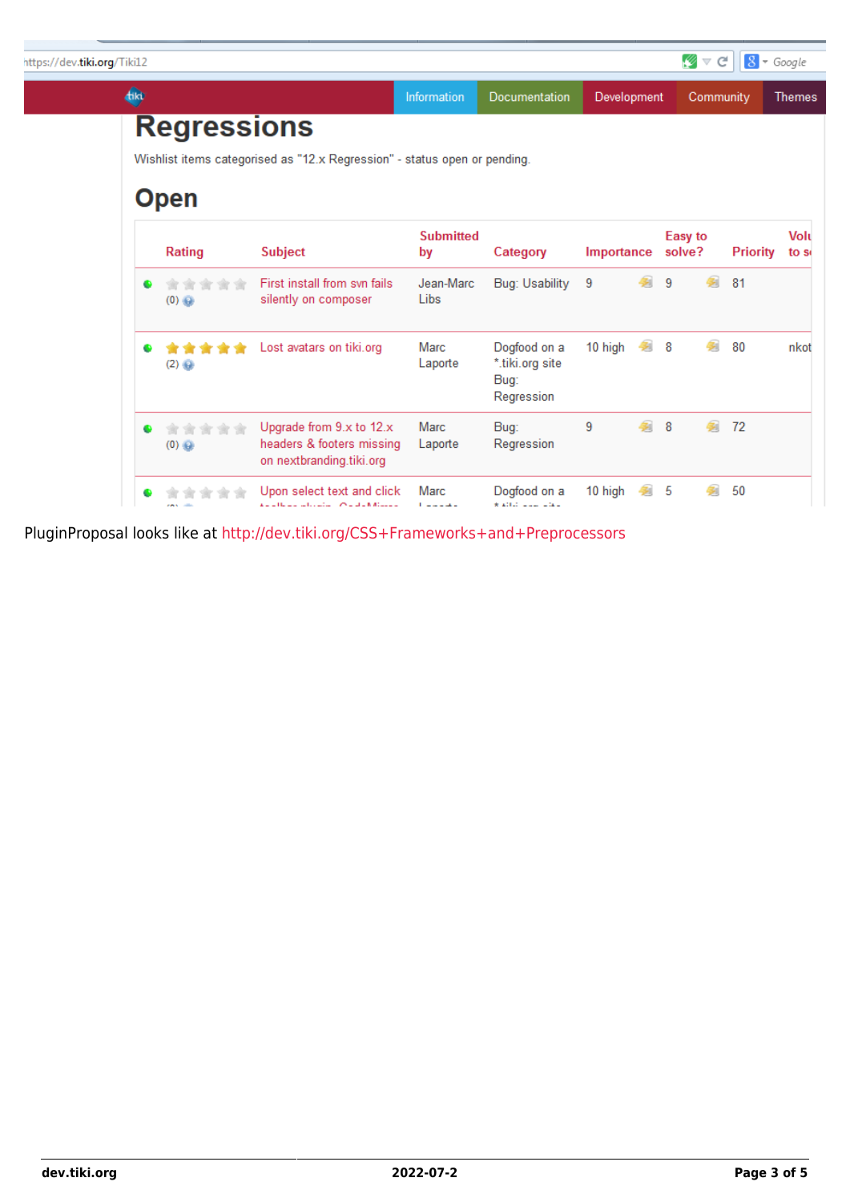PluginProposal looks like at http://dev.tiki.org/CSS+Frameworks+and+Preprocessors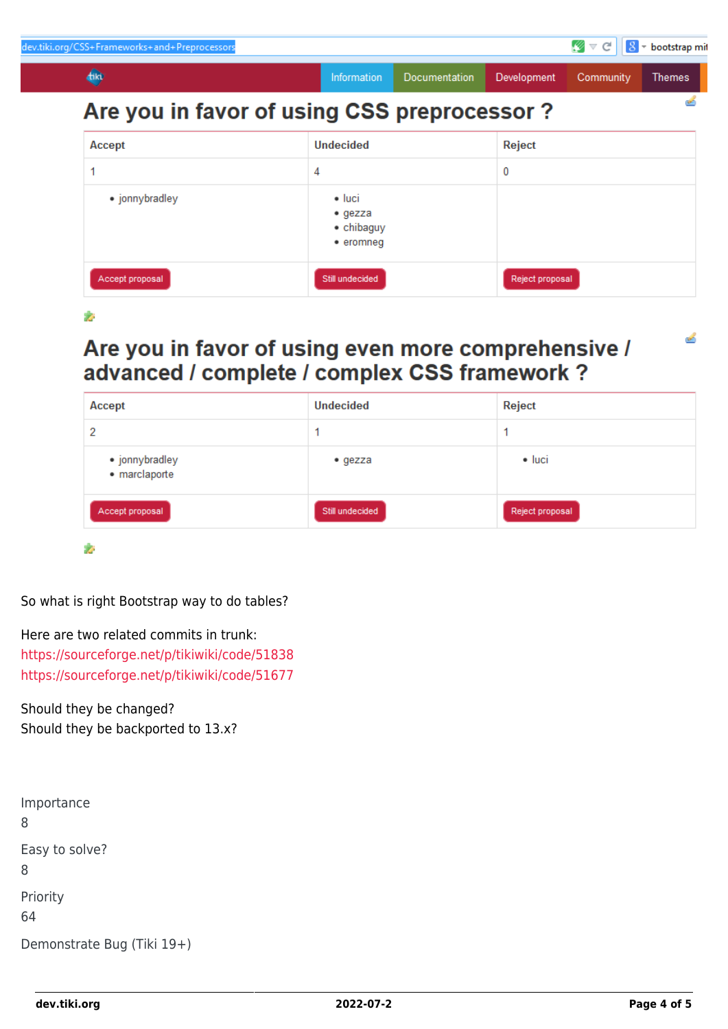dev.tiki.org/CSS+Frameworks+and+Preprocessors

Information | Documentation | Development | Community | Themes

# Are you in favor of using CSS preprocessor ?

| Accept | Undecided | Reject |
| --- | --- | --- |
| 1 | 4 | 0 |
| • jonnybradley | • luci<br>• gezza<br>• chibaguy<br>• eromneg | |
| Accept proposal | Still undecided | Reject proposal |

# Are you in favor of using even more comprehensive / advanced / complete / complex CSS framework ?

| Accept | Undecided | Reject |
| --- | --- | --- |
| 2 | 1 | 1 |
| • jonnybradley<br>• marclaporte | • gezza | • luci |
| Accept proposal | Still undecided | Reject proposal |

So what is right Bootstrap way to do tables?

Here are two related commits in trunk:
https://sourceforge.net/p/tikiwiki/code/51838
https://sourceforge.net/p/tikiwiki/code/51677

Should they be changed?
Should they be backported to 13.x?

Importance
8

Easy to solve?
8

Priority
64

Demonstrate Bug (Tiki 19+)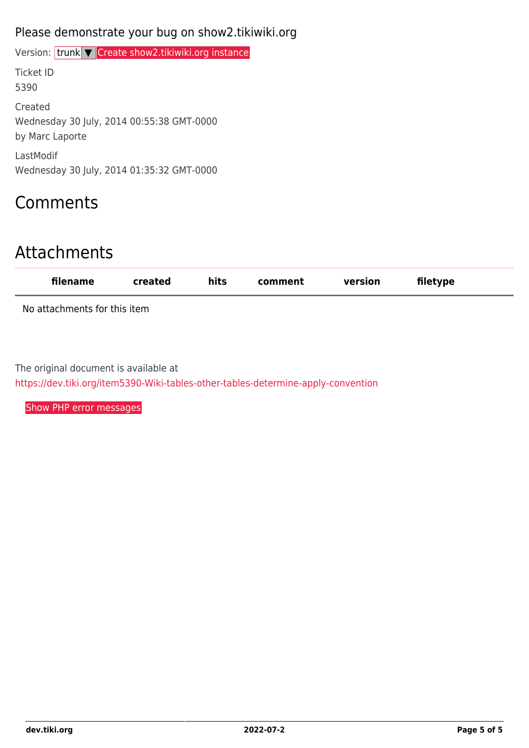Please demonstrate your bug on show2.tikiwiki.org

Version: trunk ▼ Create show2.tikiwiki.org instance

Ticket ID
5390

Created
Wednesday 30 July, 2014 00:55:38 GMT-0000
by Marc Laporte

LastModif
Wednesday 30 July, 2014 01:35:32 GMT-0000

## Comments

## Attachments

| filename | created | hits | comment | version | filetype |
|---|---|---|---|---|---|
| No attachments for this item | | | | | |

The original document is available at
https://dev.tiki.org/item5390-Wiki-tables-other-tables-determine-apply-convention

Show PHP error messages